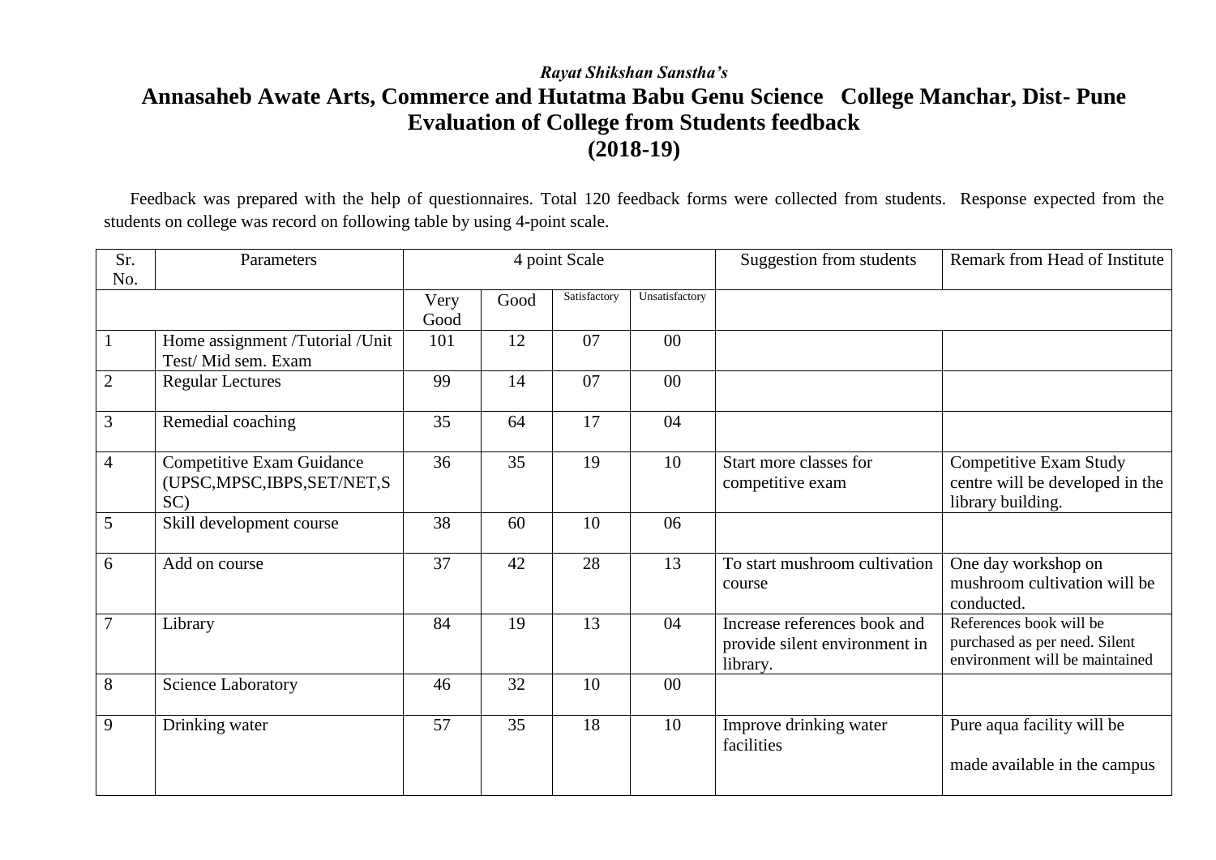*Rayat Shikshan Sanstha's*

# Annasaheb Awate Arts, Commerce and Hutatma Babu Genu Science College Manchar, Dist- Pune

## Evaluation of College from Students feedback

## (2018-19)

Feedback was prepared with the help of questionnaires. Total 120 feedback forms were collected from students. Response expected from the students on college was record on following table by using 4-point scale.

| Sr. No. | Parameters | 4 point Scale | | | | Suggestion from students | Remark from Head of Institute |
|---|---|---|---|---|---|---|---|
| | | Very Good | Good | Satisfactory | Unsatisfactory | | |
| 1 | Home assignment /Tutorial /Unit Test/ Mid sem. Exam | 101 | 12 | 07 | 00 | | |
| 2 | Regular Lectures | 99 | 14 | 07 | 00 | | |
| 3 | Remedial coaching | 35 | 64 | 17 | 04 | | |
| 4 | Competitive Exam Guidance (UPSC,MPSC,IBPS,SET/NET,SSC) | 36 | 35 | 19 | 10 | Start more classes for competitive exam | Competitive Exam Study centre will be developed in the library building. |
| 5 | Skill development course | 38 | 60 | 10 | 06 | | |
| 6 | Add on course | 37 | 42 | 28 | 13 | To start mushroom cultivation course | One day workshop on mushroom cultivation will be conducted. |
| 7 | Library | 84 | 19 | 13 | 04 | Increase references book and provide silent environment in library. | References book will be purchased as per need. Silent environment will be maintained |
| 8 | Science Laboratory | 46 | 32 | 10 | 00 | | |
| 9 | Drinking water | 57 | 35 | 18 | 10 | Improve drinking water facilities | Pure aqua facility will be made available in the campus |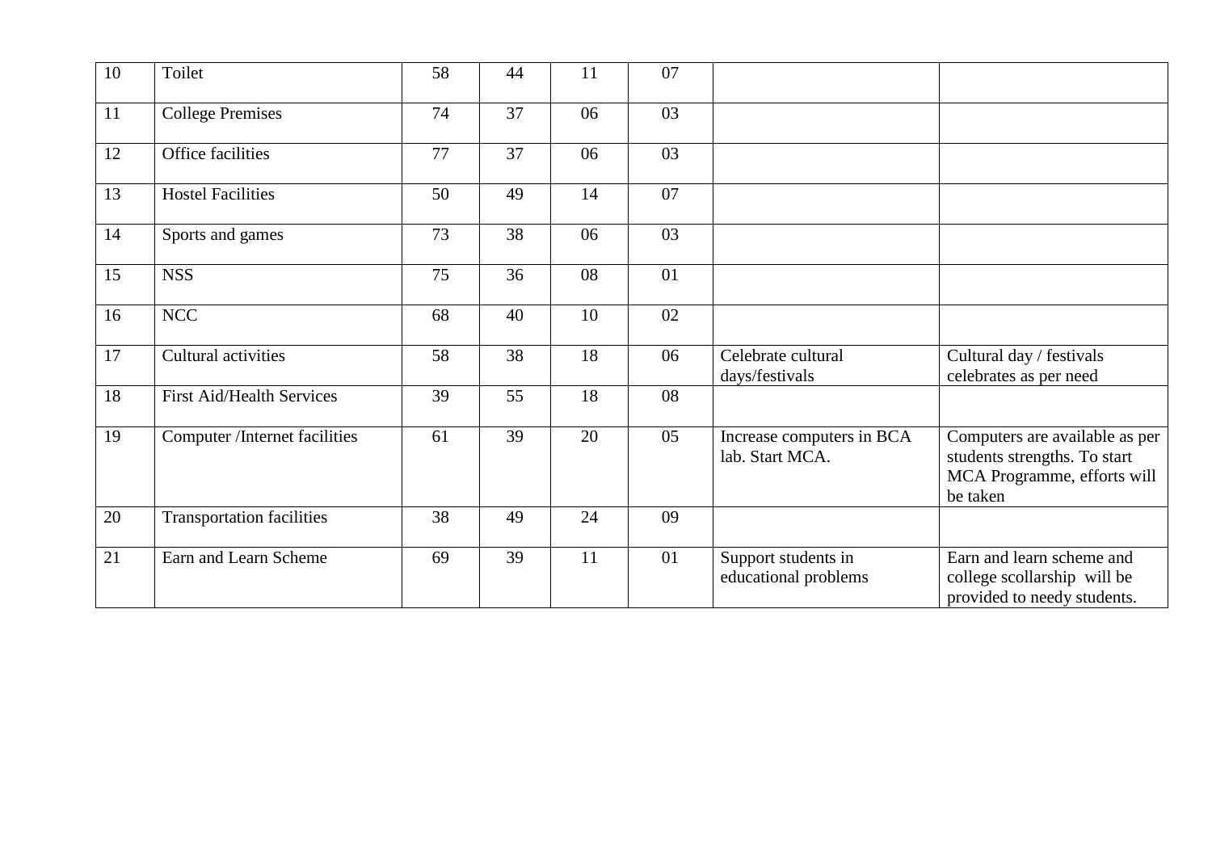| | | | | | | | |
|---|---|---|---|---|---|---|---|
| 10 | Toilet | 58 | 44 | 11 | 07 | | |
| 11 | College Premises | 74 | 37 | 06 | 03 | | |
| 12 | Office facilities | 77 | 37 | 06 | 03 | | |
| 13 | Hostel Facilities | 50 | 49 | 14 | 07 | | |
| 14 | Sports and games | 73 | 38 | 06 | 03 | | |
| 15 | NSS | 75 | 36 | 08 | 01 | | |
| 16 | NCC | 68 | 40 | 10 | 02 | | |
| 17 | Cultural activities | 58 | 38 | 18 | 06 | Celebrate cultural days/festivals | Cultural day / festivals celebrates as per need |
| 18 | First Aid/Health Services | 39 | 55 | 18 | 08 | | |
| 19 | Computer /Internet facilities | 61 | 39 | 20 | 05 | Increase computers in BCA lab. Start MCA. | Computers are available as per students strengths. To start MCA Programme, efforts will be taken |
| 20 | Transportation facilities | 38 | 49 | 24 | 09 | | |
| 21 | Earn and Learn Scheme | 69 | 39 | 11 | 01 | Support students in educational problems | Earn and learn scheme and college scollarship will be provided to needy students. |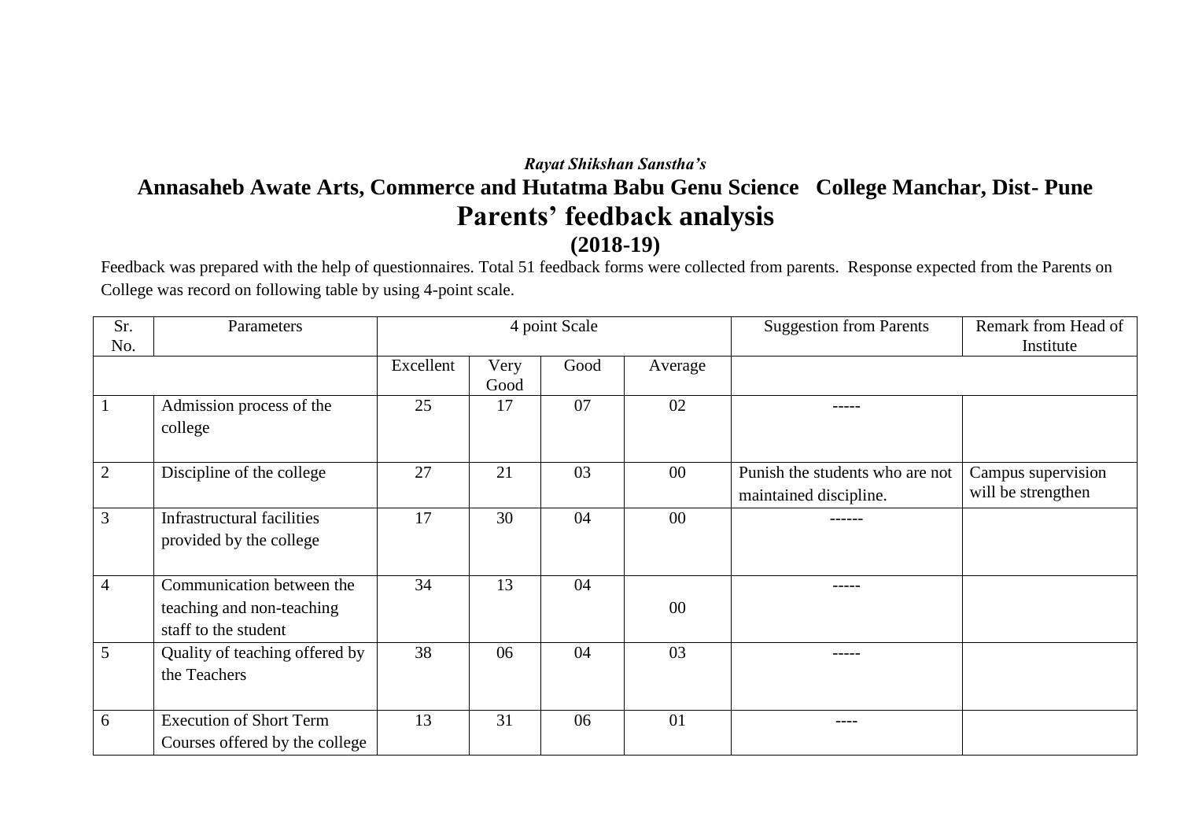***Rayat Shikshan Sanstha's***

## Annasaheb Awate Arts, Commerce and Hutatma Babu Genu Science College Manchar, Dist- Pune

# Parents' feedback analysis

## (2018-19)

Feedback was prepared with the help of questionnaires. Total 51 feedback forms were collected from parents. Response expected from the Parents on College was record on following table by using 4-point scale.

| Sr. No. | Parameters | 4 point Scale | | | | Suggestion from Parents | Remark from Head of Institute |
|---|---|---|---|---|---|---|---|
| | | Excellent | Very Good | Good | Average | | |
| 1 | Admission process of the college | 25 | 17 | 07 | 02 | ----- | |
| 2 | Discipline of the college | 27 | 21 | 03 | 00 | Punish the students who are not maintained discipline. | Campus supervision will be strengthen |
| 3 | Infrastructural facilities provided by the college | 17 | 30 | 04 | 00 | ------ | |
| 4 | Communication between the teaching and non-teaching staff to the student | 34 | 13 | 04 | 00 | ----- | |
| 5 | Quality of teaching offered by the Teachers | 38 | 06 | 04 | 03 | ----- | |
| 6 | Execution of Short Term Courses offered by the college | 13 | 31 | 06 | 01 | ---- | |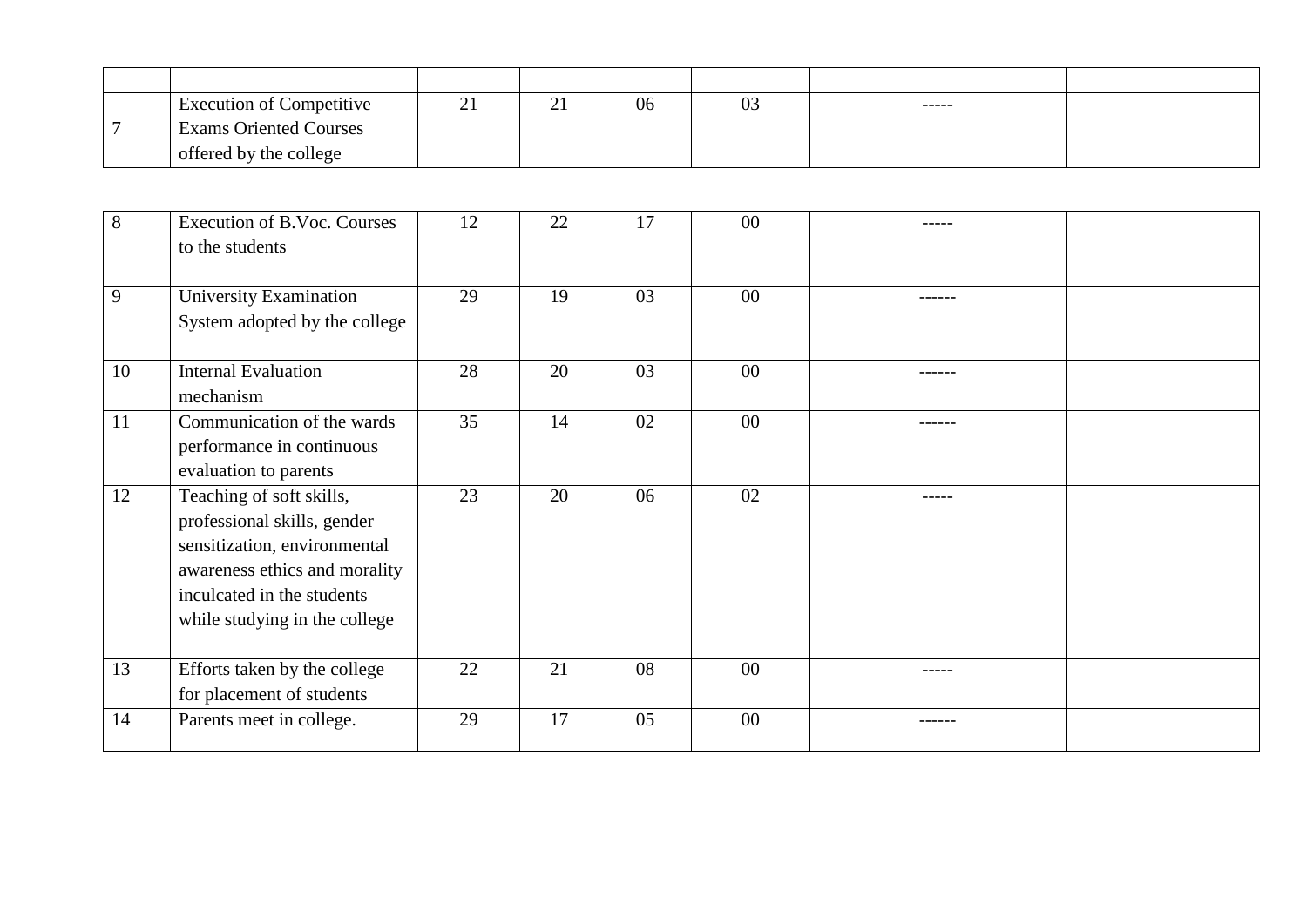| | | | | | | | |
|---|---|---|---|---|---|---|---|
| | | | | | | | |
| 7 | Execution of Competitive Exams Oriented Courses offered by the college | 21 | 21 | 06 | 03 | ----- | |
| 8 | Execution of B.Voc. Courses to the students | 12 | 22 | 17 | 00 | ----- | |
| 9 | University Examination System adopted by the college | 29 | 19 | 03 | 00 | ------ | |
| 10 | Internal Evaluation mechanism | 28 | 20 | 03 | 00 | ------ | |
| 11 | Communication of the wards performance in continuous evaluation to parents | 35 | 14 | 02 | 00 | ------ | |
| 12 | Teaching of soft skills, professional skills, gender sensitization, environmental awareness ethics and morality inculcated in the students while studying in the college | 23 | 20 | 06 | 02 | ----- | |
| 13 | Efforts taken by the college for placement of students | 22 | 21 | 08 | 00 | ----- | |
| 14 | Parents meet in college. | 29 | 17 | 05 | 00 | ------ | |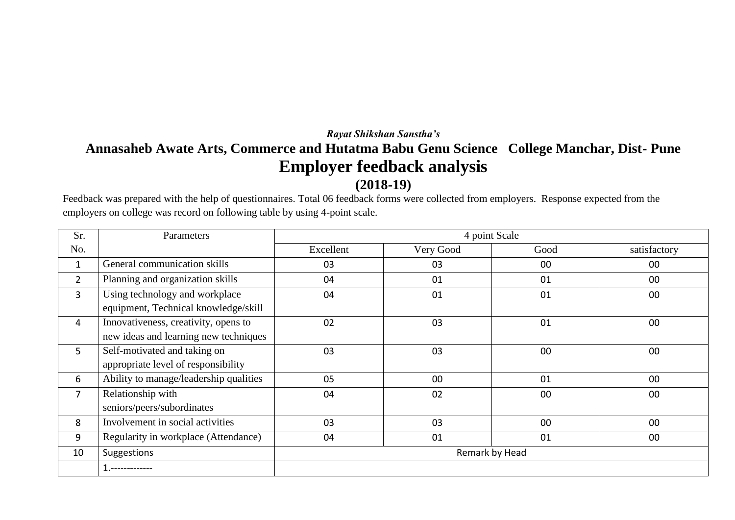*Rayat Shikshan Sanstha's*

## Annasaheb Awate Arts, Commerce and Hutatma Babu Genu Science College Manchar, Dist- Pune

# Employer feedback analysis

### (2018-19)

Feedback was prepared with the help of questionnaires. Total 06 feedback forms were collected from employers. Response expected from the employers on college was record on following table by using 4-point scale.

| Sr. No. | Parameters | 4 point Scale | | | |
|---|---|---|---|---|---|
| | | Excellent | Very Good | Good | satisfactory |
| 1 | General communication skills | 03 | 03 | 00 | 00 |
| 2 | Planning and organization skills | 04 | 01 | 01 | 00 |
| 3 | Using technology and workplace equipment, Technical knowledge/skill | 04 | 01 | 01 | 00 |
| 4 | Innovativeness, creativity, opens to new ideas and learning new techniques | 02 | 03 | 01 | 00 |
| 5 | Self-motivated and taking on appropriate level of responsibility | 03 | 03 | 00 | 00 |
| 6 | Ability to manage/leadership qualities | 05 | 00 | 01 | 00 |
| 7 | Relationship with seniors/peers/subordinates | 04 | 02 | 00 | 00 |
| 8 | Involvement in social activities | 03 | 03 | 00 | 00 |
| 9 | Regularity in workplace (Attendance) | 04 | 01 | 01 | 00 |
| 10 | Suggestions | Remark by Head | | | |
| | 1.------------- | | | | |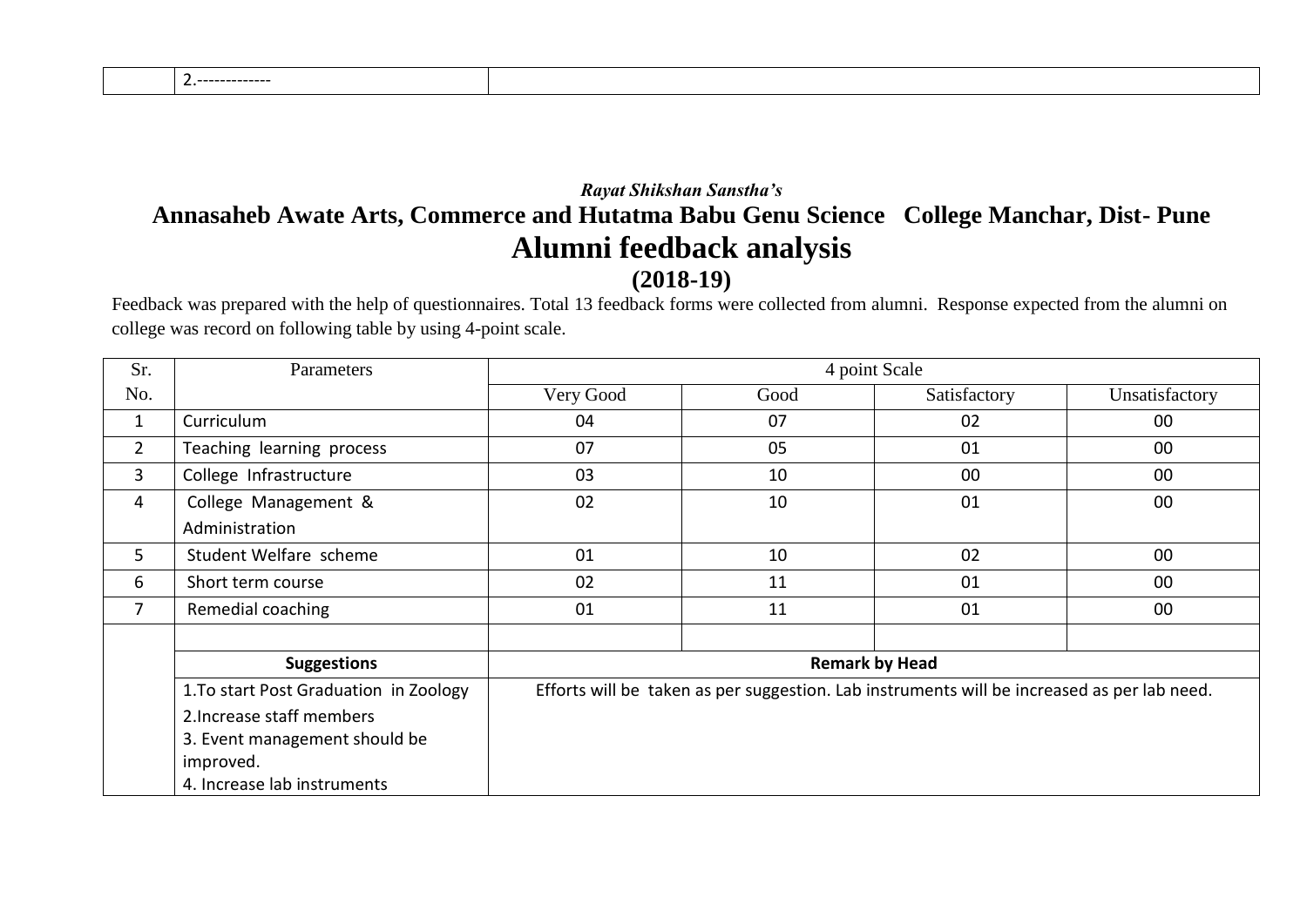| | 2.------------- | |
|---|---|---|

*Rayat Shikshan Sanstha's*

## Annasaheb Awate Arts, Commerce and Hutatma Babu Genu Science College Manchar, Dist- Pune

# Alumni feedback analysis

## (2018-19)

Feedback was prepared with the help of questionnaires. Total 13 feedback forms were collected from alumni. Response expected from the alumni on college was record on following table by using 4-point scale.

| Sr. No. | Parameters | 4 point Scale | | | |
|---|---|---|---|---|---|
| | | Very Good | Good | Satisfactory | Unsatisfactory |
| 1 | Curriculum | 04 | 07 | 02 | 00 |
| 2 | Teaching learning process | 07 | 05 | 01 | 00 |
| 3 | College Infrastructure | 03 | 10 | 00 | 00 |
| 4 | College Management & Administration | 02 | 10 | 01 | 00 |
| 5 | Student Welfare scheme | 01 | 10 | 02 | 00 |
| 6 | Short term course | 02 | 11 | 01 | 00 |
| 7 | Remedial coaching | 01 | 11 | 01 | 00 |
| | | | | | |
| | **Suggestions** | **Remark by Head** | | | |
| | 1.To start Post Graduation in Zoology<br>2.Increase staff members<br>3. Event management should be improved.<br>4. Increase lab instruments | Efforts will be taken as per suggestion. Lab instruments will be increased as per lab need. | | | |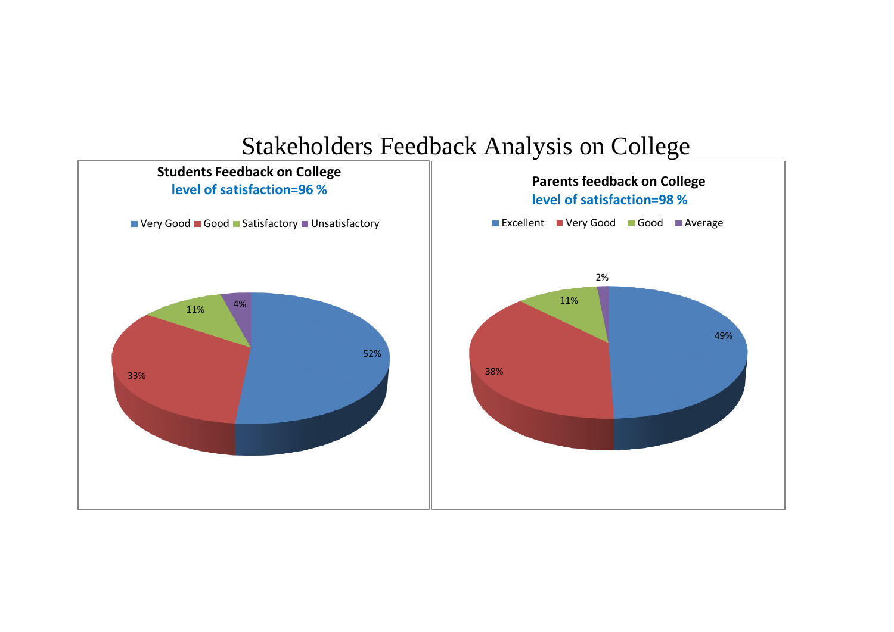# Stakeholders Feedback Analysis on College

**Students Feedback on College**

**level of satisfaction=96 %**

Very Good  Good  Satisfactory  Unsatisfactory

52%

33%

11%

4%

**Parents feedback on College**

**level of satisfaction=98 %**

Excellent  Very Good  Good  Average

49%

38%

11%

2%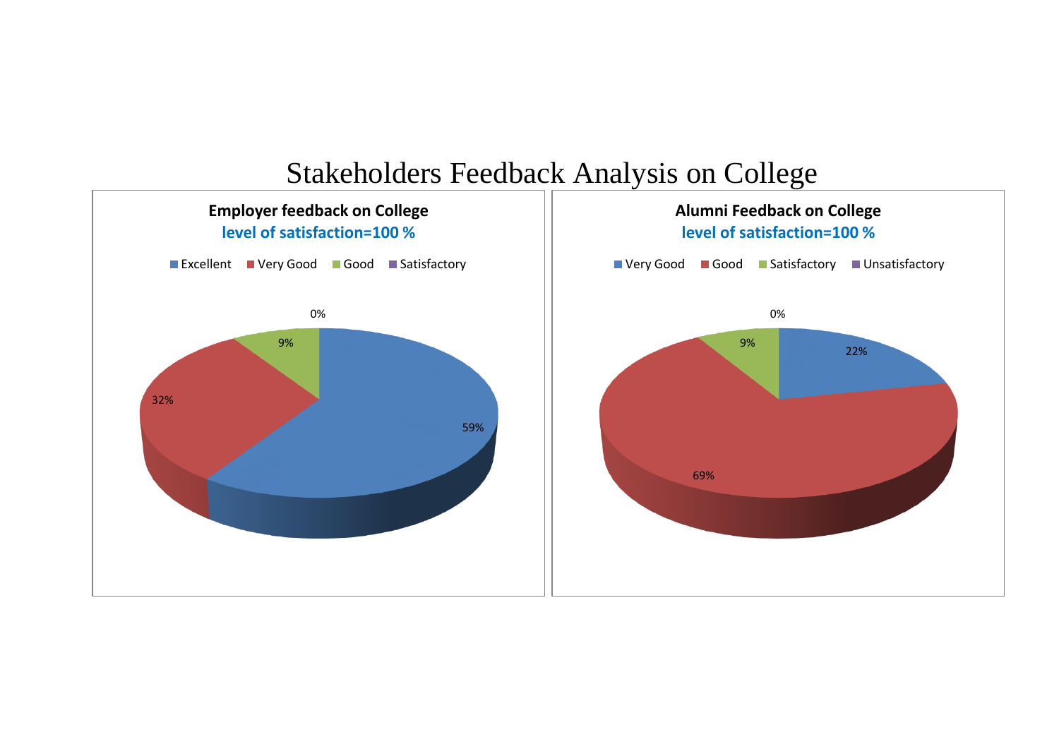# Stakeholders Feedback Analysis on College

**Employer feedback on College**

**level of satisfaction=100 %**

Excellent
Very Good
Good
Satisfactory

0%
9%
32%
59%

**Alumni Feedback on College**

**level of satisfaction=100 %**

Very Good
Good
Satisfactory
Unsatisfactory

0%
9%
22%
69%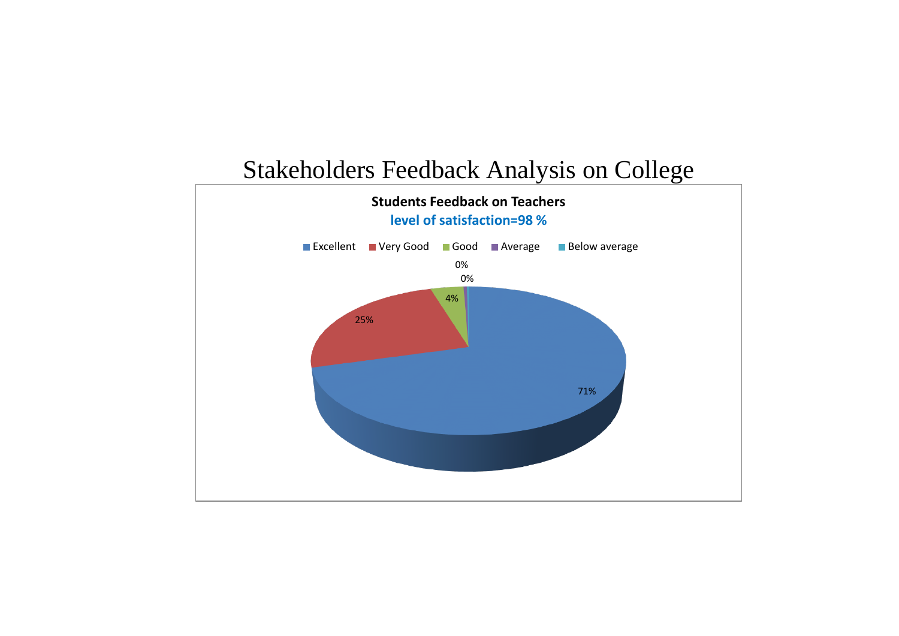# Stakeholders Feedback Analysis on College

**Students Feedback on Teachers**

**level of satisfaction=98 %**

Excellent
Very Good
Good
Average
Below average

0%
0%
4%
25%
71%